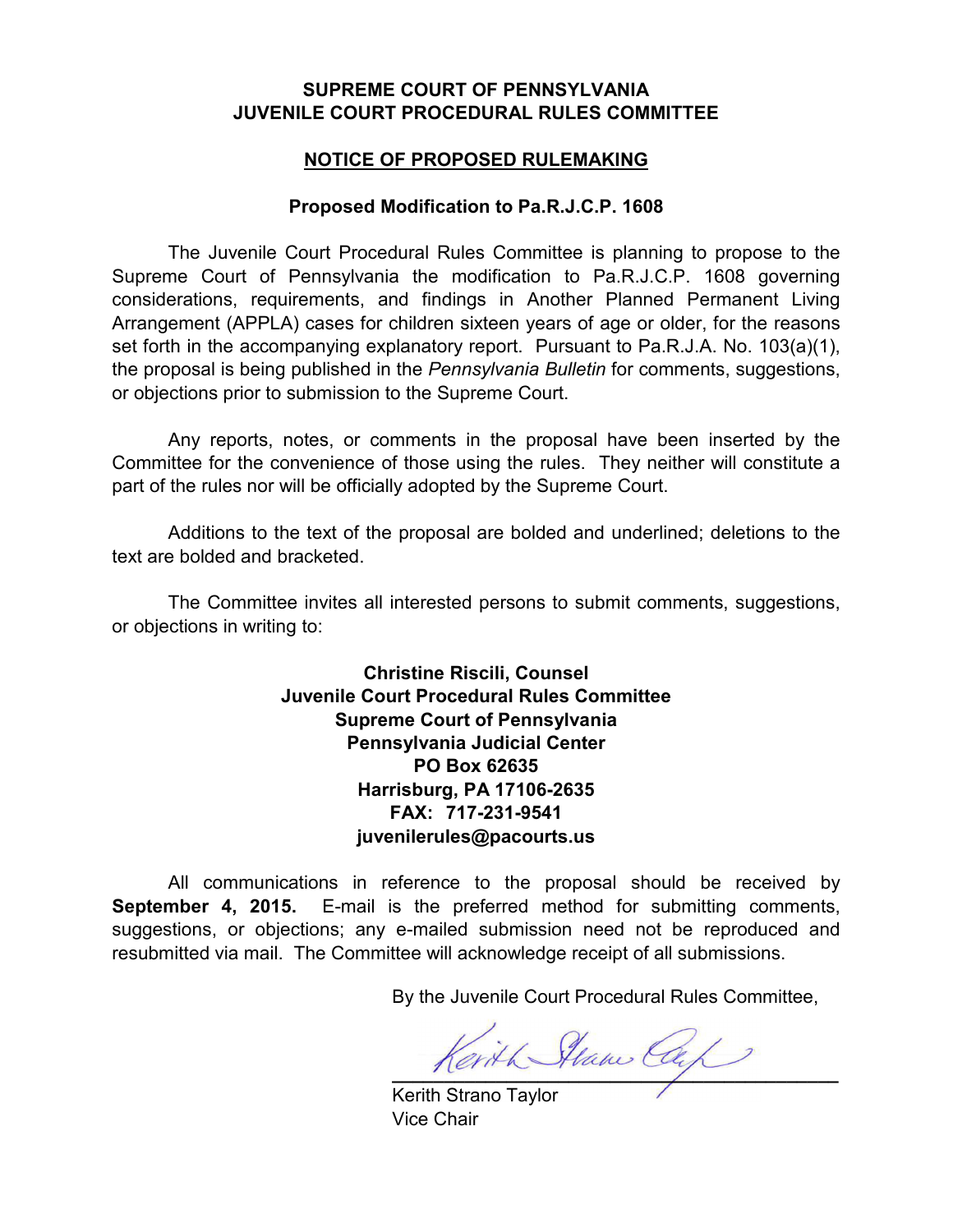**SUPREME COURT OF PENNSYLVANIA**
**JUVENILE COURT PROCEDURAL RULES COMMITTEE**

**NOTICE OF PROPOSED RULEMAKING**

**Proposed Modification to Pa.R.J.C.P. 1608**

The Juvenile Court Procedural Rules Committee is planning to propose to the Supreme Court of Pennsylvania the modification to Pa.R.J.C.P. 1608 governing considerations, requirements, and findings in Another Planned Permanent Living Arrangement (APPLA) cases for children sixteen years of age or older, for the reasons set forth in the accompanying explanatory report. Pursuant to Pa.R.J.A. No. 103(a)(1), the proposal is being published in the *Pennsylvania Bulletin* for comments, suggestions, or objections prior to submission to the Supreme Court.

Any reports, notes, or comments in the proposal have been inserted by the Committee for the convenience of those using the rules. They neither will constitute a part of the rules nor will be officially adopted by the Supreme Court.

Additions to the text of the proposal are bolded and underlined; deletions to the text are bolded and bracketed.

The Committee invites all interested persons to submit comments, suggestions, or objections in writing to:

**Christine Riscili, Counsel**
**Juvenile Court Procedural Rules Committee**
**Supreme Court of Pennsylvania**
**Pennsylvania Judicial Center**
**PO Box 62635**
**Harrisburg, PA 17106-2635**
**FAX: 717-231-9541**
**juvenilerules@pacourts.us**

All communications in reference to the proposal should be received by **September 4, 2015.** E-mail is the preferred method for submitting comments, suggestions, or objections; any e-mailed submission need not be reproduced and resubmitted via mail. The Committee will acknowledge receipt of all submissions.

By the Juvenile Court Procedural Rules Committee,

Kerith Strano Taylor
Vice Chair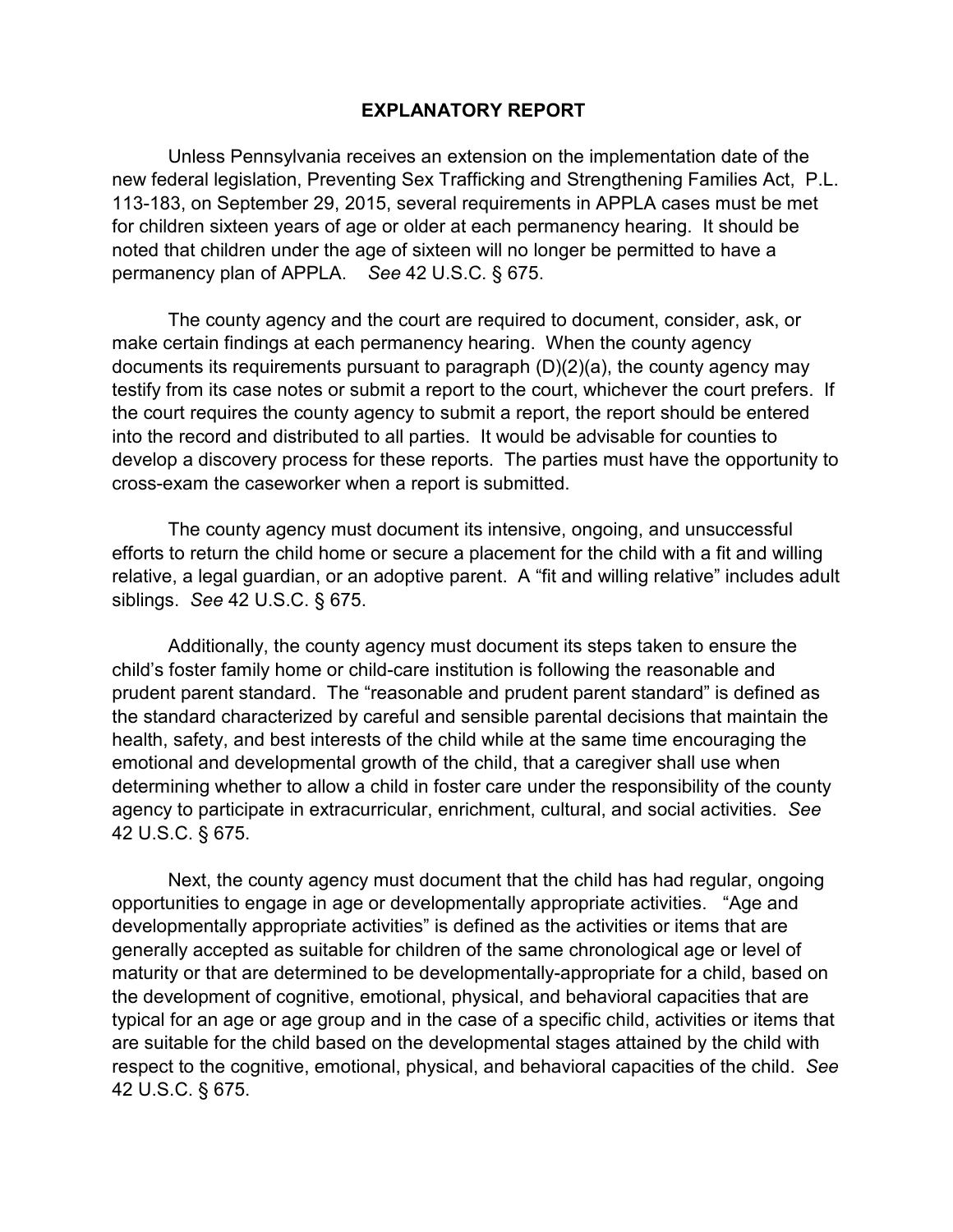## EXPLANATORY REPORT

Unless Pennsylvania receives an extension on the implementation date of the new federal legislation, Preventing Sex Trafficking and Strengthening Families Act, P.L. 113-183, on September 29, 2015, several requirements in APPLA cases must be met for children sixteen years of age or older at each permanency hearing. It should be noted that children under the age of sixteen will no longer be permitted to have a permanency plan of APPLA. *See* 42 U.S.C. § 675.

The county agency and the court are required to document, consider, ask, or make certain findings at each permanency hearing. When the county agency documents its requirements pursuant to paragraph (D)(2)(a), the county agency may testify from its case notes or submit a report to the court, whichever the court prefers. If the court requires the county agency to submit a report, the report should be entered into the record and distributed to all parties. It would be advisable for counties to develop a discovery process for these reports. The parties must have the opportunity to cross-exam the caseworker when a report is submitted.

The county agency must document its intensive, ongoing, and unsuccessful efforts to return the child home or secure a placement for the child with a fit and willing relative, a legal guardian, or an adoptive parent. A "fit and willing relative" includes adult siblings. *See* 42 U.S.C. § 675.

Additionally, the county agency must document its steps taken to ensure the child's foster family home or child-care institution is following the reasonable and prudent parent standard. The "reasonable and prudent parent standard" is defined as the standard characterized by careful and sensible parental decisions that maintain the health, safety, and best interests of the child while at the same time encouraging the emotional and developmental growth of the child, that a caregiver shall use when determining whether to allow a child in foster care under the responsibility of the county agency to participate in extracurricular, enrichment, cultural, and social activities. *See* 42 U.S.C. § 675.

Next, the county agency must document that the child has had regular, ongoing opportunities to engage in age or developmentally appropriate activities. "Age and developmentally appropriate activities" is defined as the activities or items that are generally accepted as suitable for children of the same chronological age or level of maturity or that are determined to be developmentally-appropriate for a child, based on the development of cognitive, emotional, physical, and behavioral capacities that are typical for an age or age group and in the case of a specific child, activities or items that are suitable for the child based on the developmental stages attained by the child with respect to the cognitive, emotional, physical, and behavioral capacities of the child. *See* 42 U.S.C. § 675.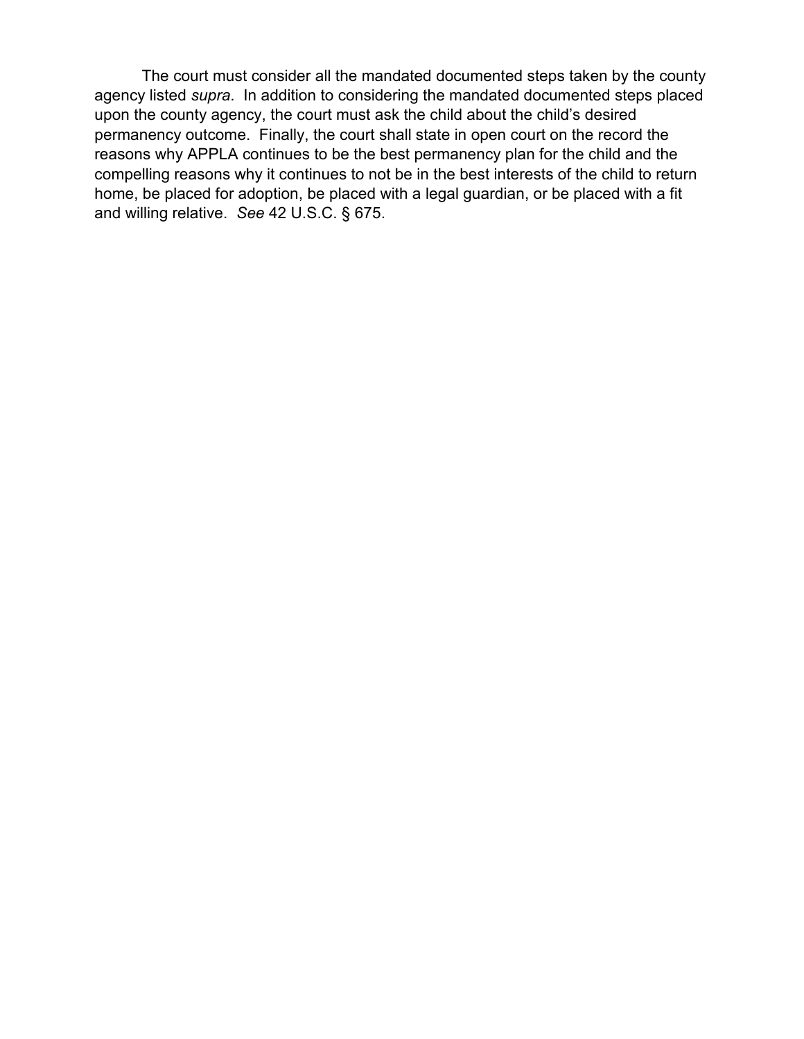The court must consider all the mandated documented steps taken by the county agency listed *supra*. In addition to considering the mandated documented steps placed upon the county agency, the court must ask the child about the child's desired permanency outcome. Finally, the court shall state in open court on the record the reasons why APPLA continues to be the best permanency plan for the child and the compelling reasons why it continues to not be in the best interests of the child to return home, be placed for adoption, be placed with a legal guardian, or be placed with a fit and willing relative. *See* 42 U.S.C. § 675.